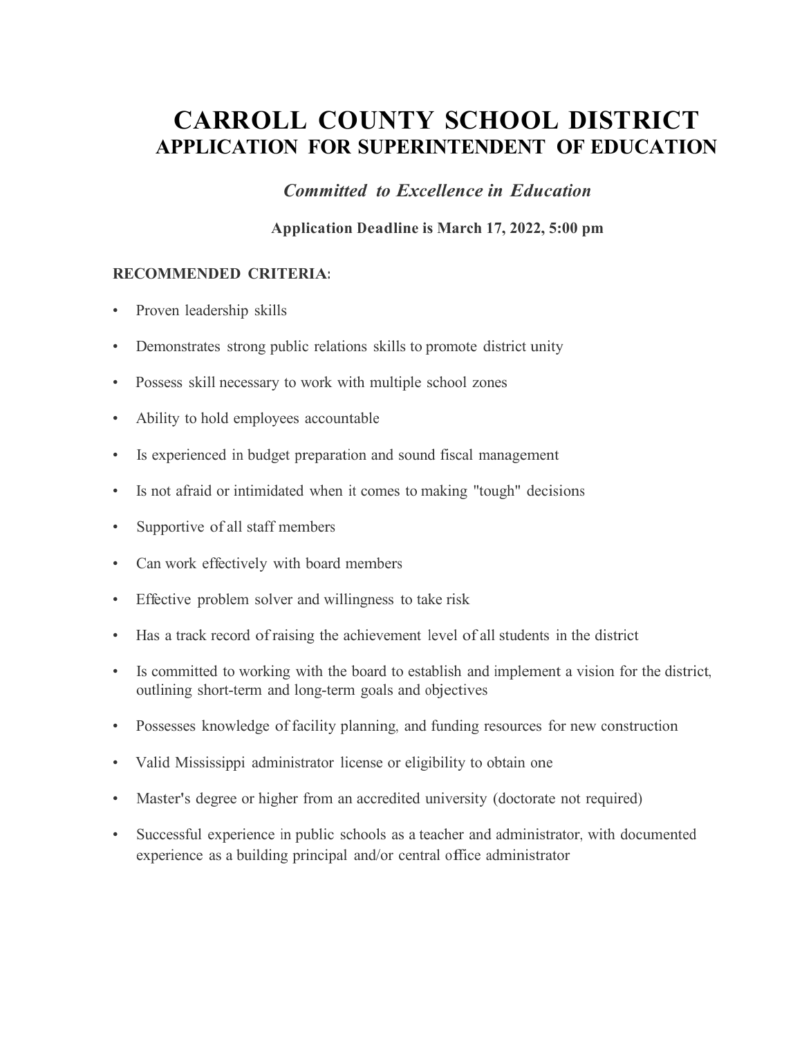# CARROLL COUNTY SCHOOL DISTRICT
## APPLICATION FOR SUPERINTENDENT OF EDUCATION

*Committed to Excellence in Education*

**Application Deadline is March 17, 2022, 5:00 pm**

**RECOMMENDED CRITERIA:**

- Proven leadership skills
- Demonstrates strong public relations skills to promote district unity
- Possess skill necessary to work with multiple school zones
- Ability to hold employees accountable
- Is experienced in budget preparation and sound fiscal management
- Is not afraid or intimidated when it comes to making "tough" decisions
- Supportive of all staff members
- Can work effectively with board members
- Effective problem solver and willingness to take risk
- Has a track record of raising the achievement level of all students in the district
- Is committed to working with the board to establish and implement a vision for the district, outlining short-term and long-term goals and objectives
- Possesses knowledge of facility planning, and funding resources for new construction
- Valid Mississippi administrator license or eligibility to obtain one
- Master's degree or higher from an accredited university (doctorate not required)
- Successful experience in public schools as a teacher and administrator, with documented experience as a building principal and/or central office administrator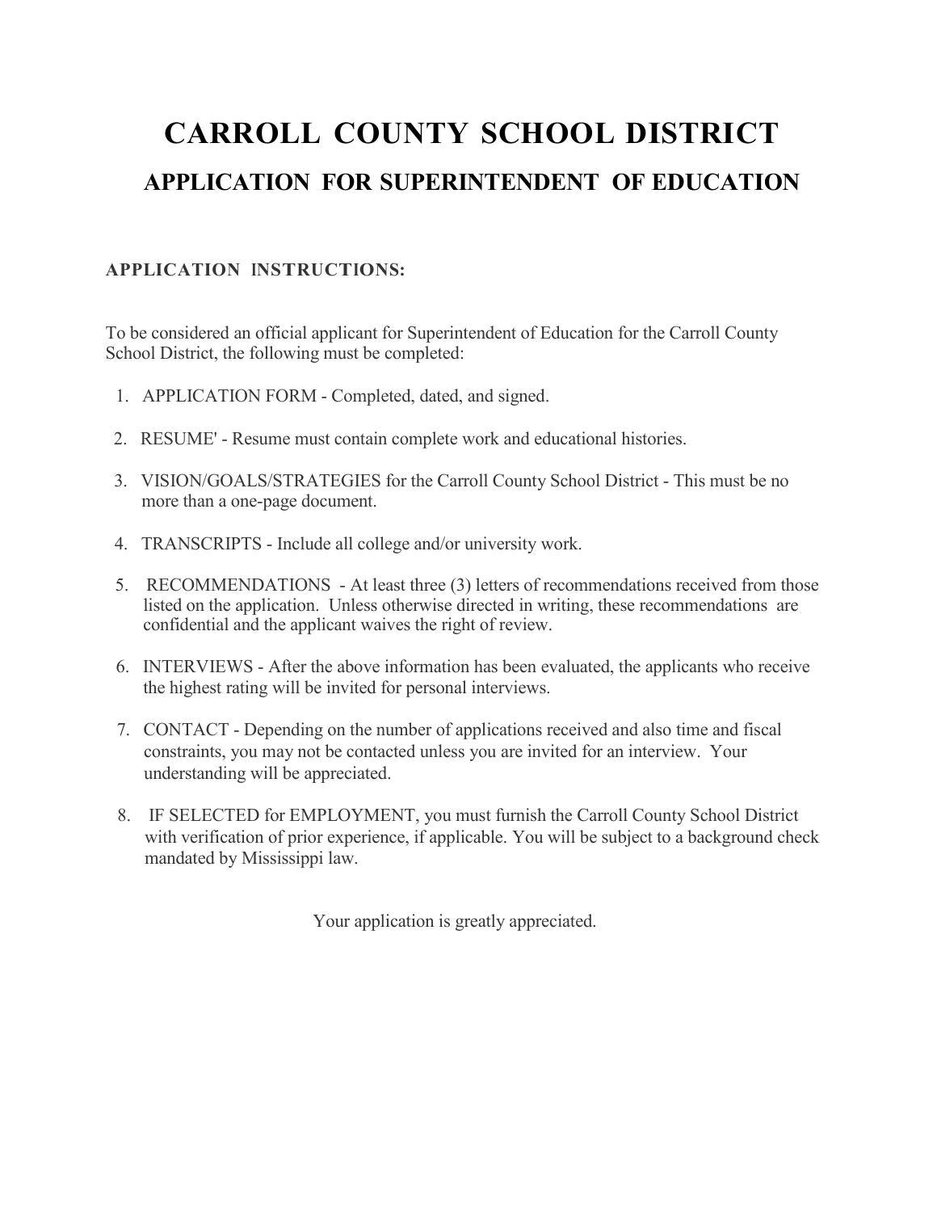# CARROLL COUNTY SCHOOL DISTRICT

## APPLICATION FOR SUPERINTENDENT OF EDUCATION

### APPLICATION INSTRUCTIONS:

To be considered an official applicant for Superintendent of Education for the Carroll County School District, the following must be completed:

1. APPLICATION FORM - Completed, dated, and signed.
2. RESUME' - Resume must contain complete work and educational histories.
3. VISION/GOALS/STRATEGIES for the Carroll County School District - This must be no more than a one-page document.
4. TRANSCRIPTS - Include all college and/or university work.
5. RECOMMENDATIONS - At least three (3) letters of recommendations received from those listed on the application. Unless otherwise directed in writing, these recommendations are confidential and the applicant waives the right of review.
6. INTERVIEWS - After the above information has been evaluated, the applicants who receive the highest rating will be invited for personal interviews.
7. CONTACT - Depending on the number of applications received and also time and fiscal constraints, you may not be contacted unless you are invited for an interview. Your understanding will be appreciated.
8. IF SELECTED for EMPLOYMENT, you must furnish the Carroll County School District with verification of prior experience, if applicable. You will be subject to a background check mandated by Mississippi law.

Your application is greatly appreciated.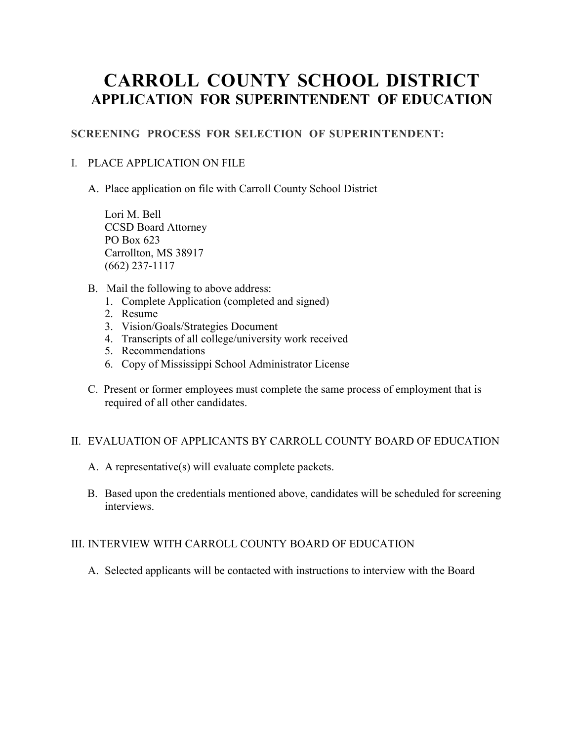# CARROLL COUNTY SCHOOL DISTRICT
## APPLICATION FOR SUPERINTENDENT OF EDUCATION

### SCREENING PROCESS FOR SELECTION OF SUPERINTENDENT:

I. PLACE APPLICATION ON FILE

A. Place application on file with Carroll County School District

Lori M. Bell
CCSD Board Attorney
PO Box 623
Carrollton, MS 38917
(662) 237-1117

B. Mail the following to above address:
1. Complete Application (completed and signed)
2. Resume
3. Vision/Goals/Strategies Document
4. Transcripts of all college/university work received
5. Recommendations
6. Copy of Mississippi School Administrator License

C. Present or former employees must complete the same process of employment that is required of all other candidates.

II. EVALUATION OF APPLICANTS BY CARROLL COUNTY BOARD OF EDUCATION

A. A representative(s) will evaluate complete packets.

B. Based upon the credentials mentioned above, candidates will be scheduled for screening interviews.

III. INTERVIEW WITH CARROLL COUNTY BOARD OF EDUCATION

A. Selected applicants will be contacted with instructions to interview with the Board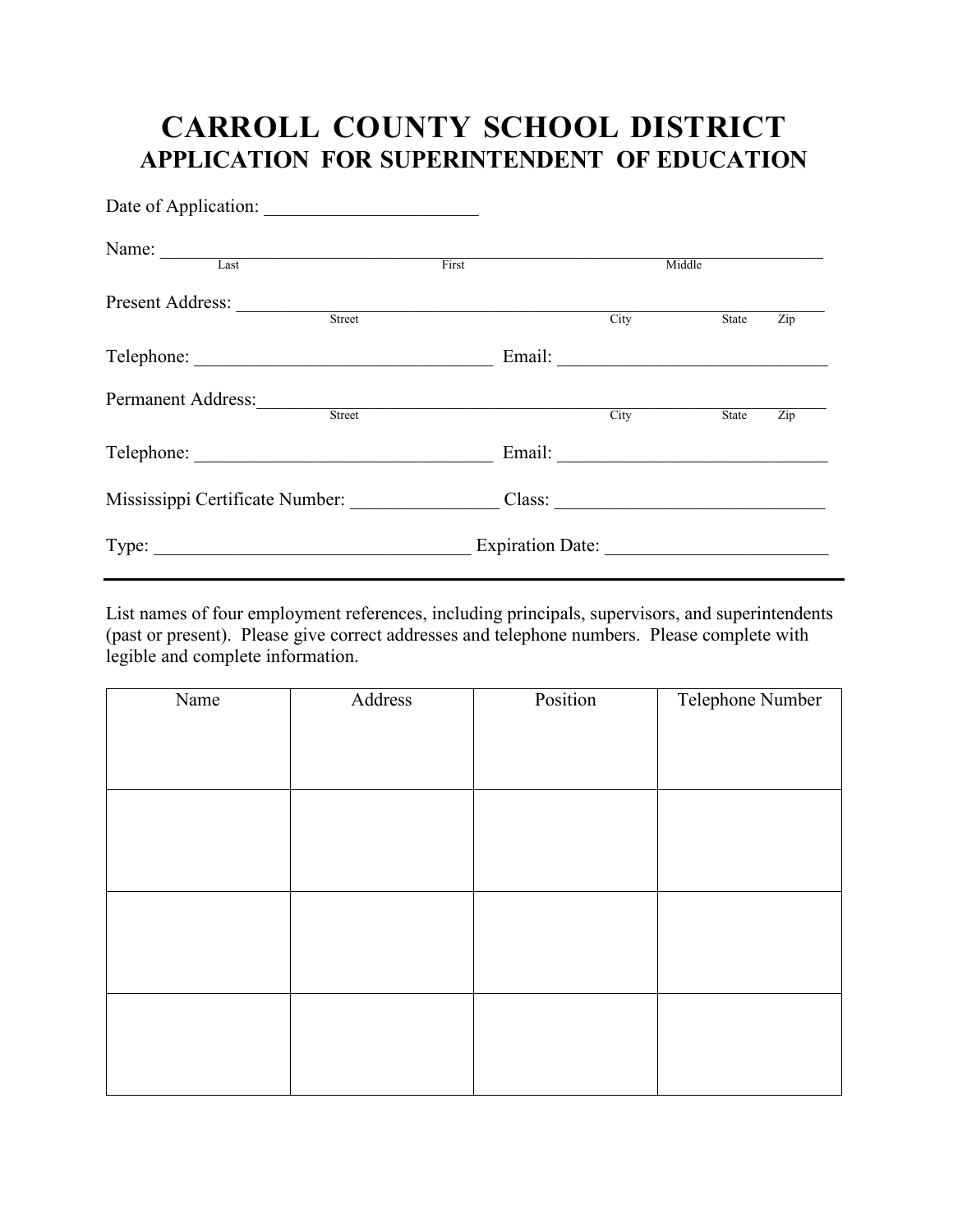# CARROLL COUNTY SCHOOL DISTRICT
## APPLICATION FOR SUPERINTENDENT OF EDUCATION

Date of Application: _______________________

Name: ______________________________________________________________________
Last First Middle

Present Address: _____________________________________________________________
Street City State Zip

Telephone: ________________________________ Email: _____________________________

Permanent Address: ___________________________________________________________
Street City State Zip

Telephone: ________________________________ Email: _____________________________

Mississippi Certificate Number: ________________ Class: _____________________________

Type: __________________________________ Expiration Date: ________________________

---

List names of four employment references, including principals, supervisors, and superintendents (past or present). Please give correct addresses and telephone numbers. Please complete with legible and complete information.

| Name | Address | Position | Telephone Number |
|---|---|---|---|
| | | | |
| | | | |
| | | | |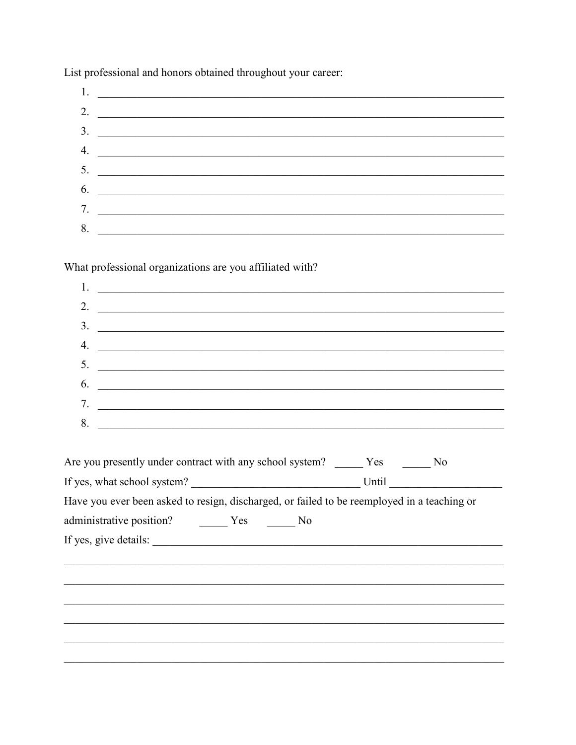List professional and honors obtained throughout your career:

1. ______________________________________________________________________
2. ______________________________________________________________________
3. ______________________________________________________________________
4. ______________________________________________________________________
5. ______________________________________________________________________
6. ______________________________________________________________________
7. ______________________________________________________________________
8. ______________________________________________________________________

What professional organizations are you affiliated with?

1. ______________________________________________________________________
2. ______________________________________________________________________
3. ______________________________________________________________________
4. ______________________________________________________________________
5. ______________________________________________________________________
6. ______________________________________________________________________
7. ______________________________________________________________________
8. ______________________________________________________________________

Are you presently under contract with any school system? _____ Yes _____ No

If yes, what school system? ______________________________ Until ____________________

Have you ever been asked to resign, discharged, or failed to be reemployed in a teaching or administrative position? _____ Yes _____ No

If yes, give details: _________________________________________________________________

______________________________________________________________________________

______________________________________________________________________________

______________________________________________________________________________

______________________________________________________________________________

______________________________________________________________________________

______________________________________________________________________________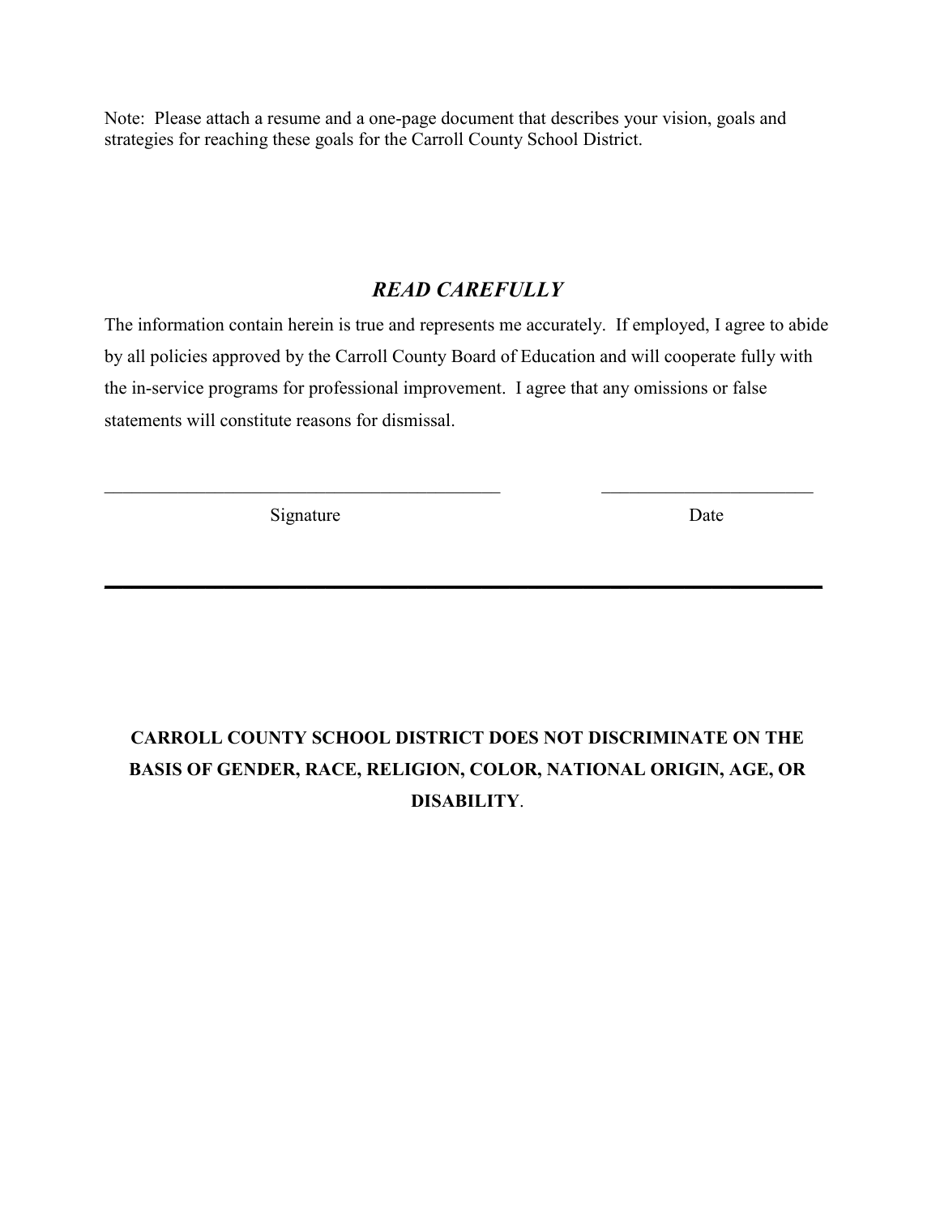Note: Please attach a resume and a one-page document that describes your vision, goals and strategies for reaching these goals for the Carroll County School District.

## *READ CAREFULLY*

The information contain herein is true and represents me accurately. If employed, I agree to abide by all policies approved by the Carroll County Board of Education and will cooperate fully with the in-service programs for professional improvement. I agree that any omissions or false statements will constitute reasons for dismissal.

_____________________________________________ ________________________

Signature Date

---

**CARROLL COUNTY SCHOOL DISTRICT DOES NOT DISCRIMINATE ON THE BASIS OF GENDER, RACE, RELIGION, COLOR, NATIONAL ORIGIN, AGE, OR DISABILITY**.